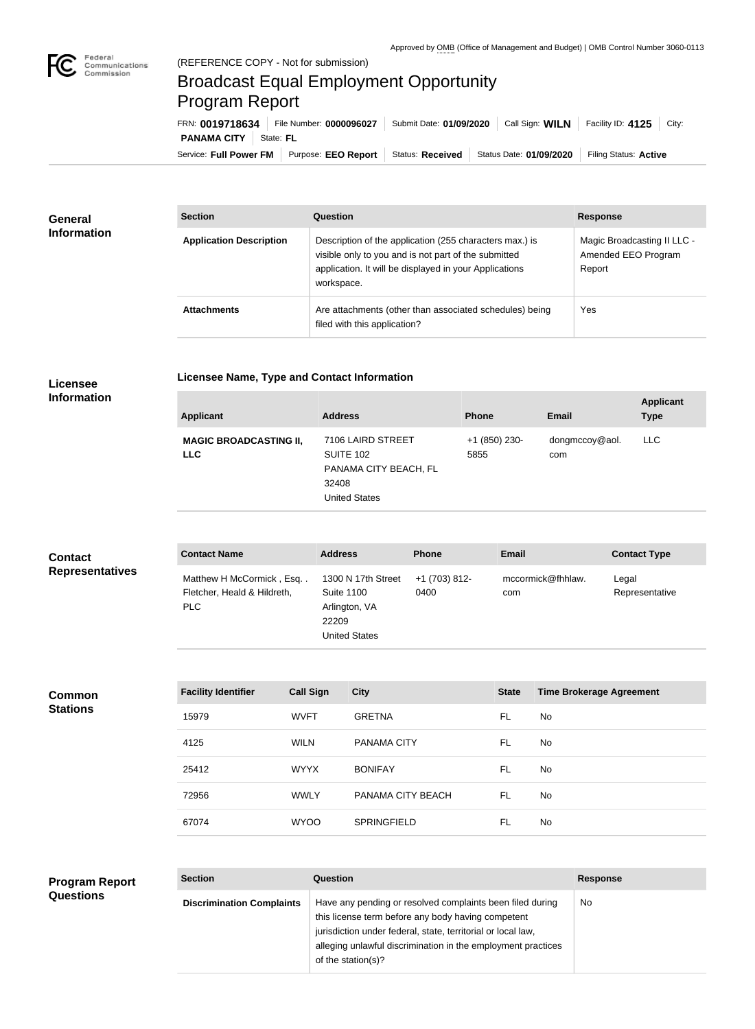Approved by OMB (Office of Management and Budget) | OMB Control Number 3060-0113

(REFERENCE COPY - Not for submission)

# Broadcast Equal Employment Opportunity Program Report

FRN: **0019718634** | File Number: **0000096027** | Submit Date: **01/09/2020** | Call Sign: **WILN** | Facility ID: **4125** | City: **PANAMA CITY** | State: **FL**

Service: **Full Power FM** | Purpose: **EEO Report** | Status: **Received** | Status Date: **01/09/2020** | Filing Status: **Active**

## General Information

| Section | Question | Response |
|---|---|---|
| **Application Description** | Description of the application (255 characters max.) is visible only to you and is not part of the submitted application. It will be displayed in your Applications workspace. | Magic Broadcasting II LLC - Amended EEO Program Report |
| **Attachments** | Are attachments (other than associated schedules) being filed with this application? | Yes |

## Licensee Information

**Licensee Name, Type and Contact Information**

| Applicant | Address | Phone | Email | Applicant Type |
|---|---|---|---|---|
| **MAGIC BROADCASTING II, LLC** | 7106 LAIRD STREET SUITE 102 PANAMA CITY BEACH, FL 32408 United States | +1 (850) 230-5855 | dongmccoy@aol.com | LLC |

## Contact Representatives

| Contact Name | Address | Phone | Email | Contact Type |
|---|---|---|---|---|
| Matthew H McCormick , Esq. . Fletcher, Heald & Hildreth, PLC | 1300 N 17th Street Suite 1100 Arlington, VA 22209 United States | +1 (703) 812-0400 | mccormick@fhhlaw.com | Legal Representative |

## Common Stations

| Facility Identifier | Call Sign | City | State | Time Brokerage Agreement |
|---|---|---|---|---|
| 15979 | WVFT | GRETNA | FL | No |
| 4125 | WILN | PANAMA CITY | FL | No |
| 25412 | WYYX | BONIFAY | FL | No |
| 72956 | WWLY | PANAMA CITY BEACH | FL | No |
| 67074 | WYOO | SPRINGFIELD | FL | No |

## Program Report Questions

| Section | Question | Response |
|---|---|---|
| **Discrimination Complaints** | Have any pending or resolved complaints been filed during this license term before any body having competent jurisdiction under federal, state, territorial or local law, alleging unlawful discrimination in the employment practices of the station(s)? | No |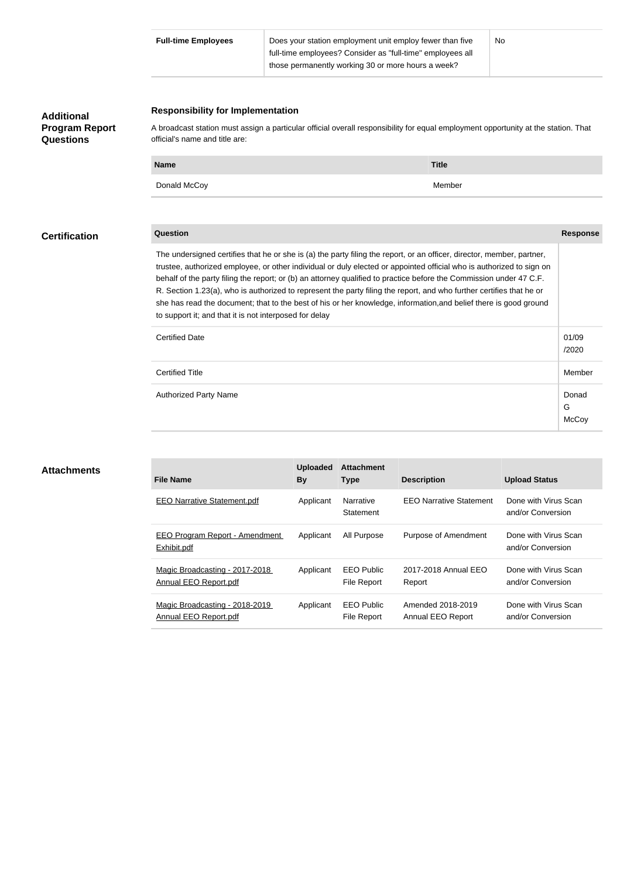| | | |
|---|---|---|
| **Full-time Employees** | Does your station employment unit employ fewer than five full-time employees? Consider as "full-time" employees all those permanently working 30 or more hours a week? | No |

## Additional Program Report Questions

### Responsibility for Implementation

A broadcast station must assign a particular official overall responsibility for equal employment opportunity at the station. That official's name and title are:

| Name | Title |
|---|---|
| Donald McCoy | Member |

## Certification

| Question | Response |
|---|---|
| The undersigned certifies that he or she is (a) the party filing the report, or an officer, director, member, partner, trustee, authorized employee, or other individual or duly elected or appointed official who is authorized to sign on behalf of the party filing the report; or (b) an attorney qualified to practice before the Commission under 47 C.F. R. Section 1.23(a), who is authorized to represent the party filing the report, and who further certifies that he or she has read the document; that to the best of his or her knowledge, information,and belief there is good ground to support it; and that it is not interposed for delay | |
| Certified Date | 01/09/2020 |
| Certified Title | Member |
| Authorized Party Name | Donad G McCoy |

## Attachments

| File Name | Uploaded By | Attachment Type | Description | Upload Status |
|---|---|---|---|---|
| EEO Narrative Statement.pdf | Applicant | Narrative Statement | EEO Narrative Statement | Done with Virus Scan and/or Conversion |
| EEO Program Report - Amendment Exhibit.pdf | Applicant | All Purpose | Purpose of Amendment | Done with Virus Scan and/or Conversion |
| Magic Broadcasting - 2017-2018 Annual EEO Report.pdf | Applicant | EEO Public File Report | 2017-2018 Annual EEO Report | Done with Virus Scan and/or Conversion |
| Magic Broadcasting - 2018-2019 Annual EEO Report.pdf | Applicant | EEO Public File Report | Amended 2018-2019 Annual EEO Report | Done with Virus Scan and/or Conversion |